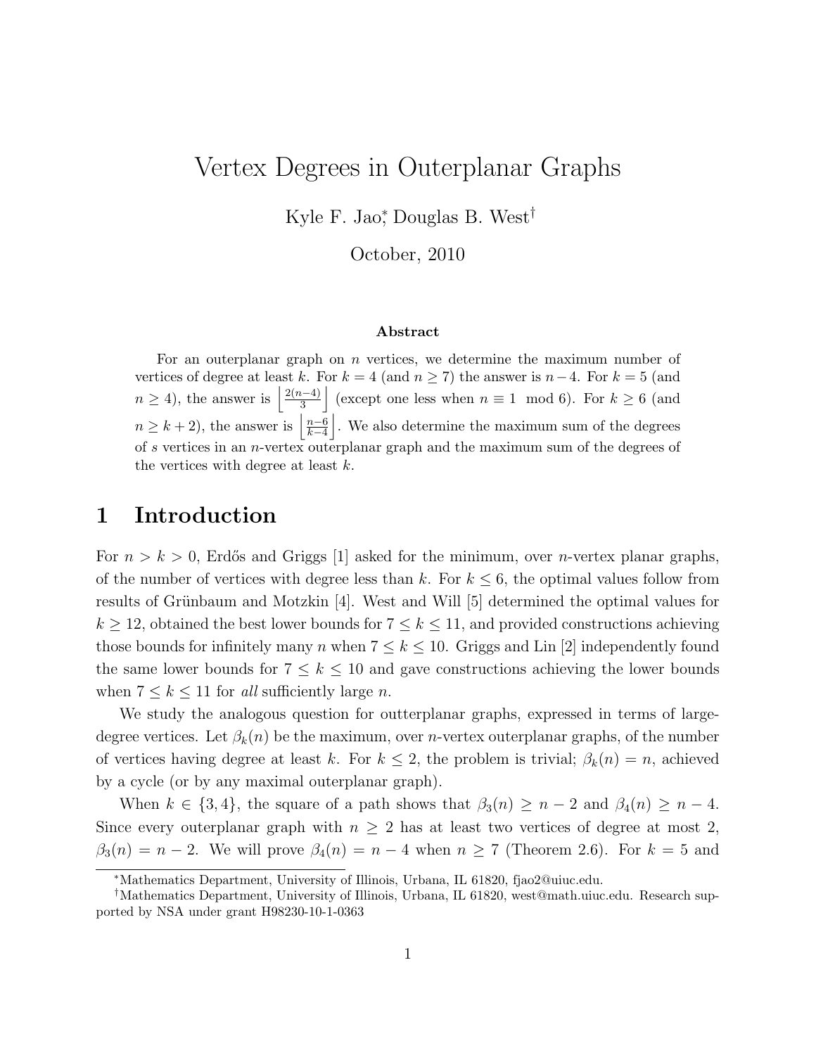# Vertex Degrees in Outerplanar Graphs

Kyle F. Jao[*], Douglas B. West[†]

October, 2010

### Abstract

For an outerplanar graph on $n$ vertices, we determine the maximum number of vertices of degree at least $k$. For $k = 4$ (and $n \geq 7$) the answer is $n - 4$. For $k = 5$ (and $n \geq 4$), the answer is $\left\lfloor \frac{2(n-4)}{3} \right\rfloor$ (except one less when $n \equiv 1 \mod 6$). For $k \geq 6$ (and $n \geq k+2$), the answer is $\left\lfloor \frac{n-6}{k-4} \right\rfloor$. We also determine the maximum sum of the degrees of $s$ vertices in an $n$-vertex outerplanar graph and the maximum sum of the degrees of the vertices with degree at least $k$.

## 1 Introduction

For $n > k > 0$, Erdős and Griggs [1] asked for the minimum, over $n$-vertex planar graphs, of the number of vertices with degree less than $k$. For $k \leq 6$, the optimal values follow from results of Grünbaum and Motzkin [4]. West and Will [5] determined the optimal values for $k \geq 12$, obtained the best lower bounds for $7 \leq k \leq 11$, and provided constructions achieving those bounds for infinitely many $n$ when $7 \leq k \leq 10$. Griggs and Lin [2] independently found the same lower bounds for $7 \leq k \leq 10$ and gave constructions achieving the lower bounds when $7 \leq k \leq 11$ for *all* sufficiently large $n$.

We study the analogous question for outterplanar graphs, expressed in terms of large-degree vertices. Let $\beta_k(n)$ be the maximum, over $n$-vertex outerplanar graphs, of the number of vertices having degree at least $k$. For $k \leq 2$, the problem is trivial; $\beta_k(n) = n$, achieved by a cycle (or by any maximal outerplanar graph).

When $k \in \{3, 4\}$, the square of a path shows that $\beta_3(n) \geq n - 2$ and $\beta_4(n) \geq n - 4$. Since every outerplanar graph with $n \geq 2$ has at least two vertices of degree at most 2, $\beta_3(n) = n - 2$. We will prove $\beta_4(n) = n - 4$ when $n \geq 7$ (Theorem 2.6). For $k = 5$ and

---

[*] Mathematics Department, University of Illinois, Urbana, IL 61820, fjao2@uiuc.edu.

[†] Mathematics Department, University of Illinois, Urbana, IL 61820, west@math.uiuc.edu. Research supported by NSA under grant H98230-10-1-0363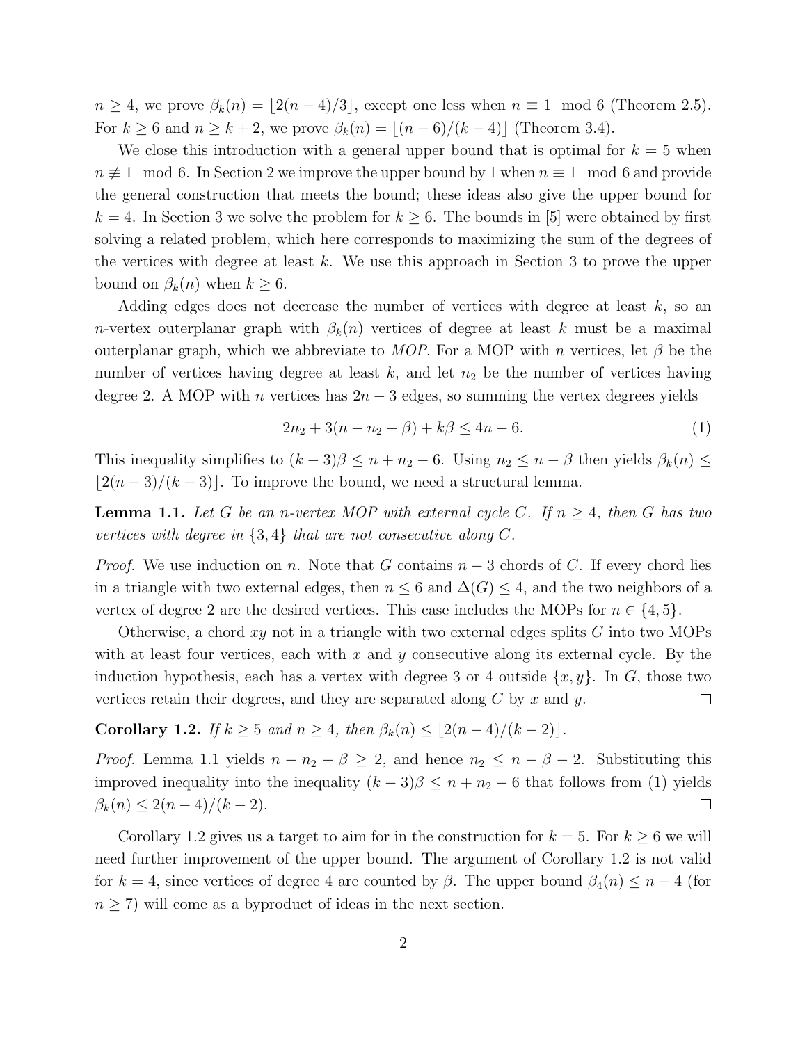$n \geq 4$, we prove $\beta_k(n) = \lfloor 2(n-4)/3 \rfloor$, except one less when $n \equiv 1 \mod 6$ (Theorem 2.5). For $k \geq 6$ and $n \geq k+2$, we prove $\beta_k(n) = \lfloor (n-6)/(k-4) \rfloor$ (Theorem 3.4).

We close this introduction with a general upper bound that is optimal for $k = 5$ when $n \not\equiv 1 \mod 6$. In Section 2 we improve the upper bound by 1 when $n \equiv 1 \mod 6$ and provide the general construction that meets the bound; these ideas also give the upper bound for $k = 4$. In Section 3 we solve the problem for $k \geq 6$. The bounds in [5] were obtained by first solving a related problem, which here corresponds to maximizing the sum of the degrees of the vertices with degree at least $k$. We use this approach in Section 3 to prove the upper bound on $\beta_k(n)$ when $k \geq 6$.

Adding edges does not decrease the number of vertices with degree at least $k$, so an $n$-vertex outerplanar graph with $\beta_k(n)$ vertices of degree at least $k$ must be a maximal outerplanar graph, which we abbreviate to *MOP*. For a MOP with $n$ vertices, let $\beta$ be the number of vertices having degree at least $k$, and let $n_2$ be the number of vertices having degree 2. A MOP with $n$ vertices has $2n-3$ edges, so summing the vertex degrees yields

$$2n_2 + 3(n - n_2 - \beta) + k\beta \leq 4n - 6. \tag{1}$$

This inequality simplifies to $(k-3)\beta \leq n + n_2 - 6$. Using $n_2 \leq n - \beta$ then yields $\beta_k(n) \leq \lfloor 2(n-3)/(k-3) \rfloor$. To improve the bound, we need a structural lemma.

**Lemma 1.1.** *Let $G$ be an $n$-vertex MOP with external cycle $C$. If $n \geq 4$, then $G$ has two vertices with degree in $\{3, 4\}$ that are not consecutive along $C$.*

*Proof.* We use induction on $n$. Note that $G$ contains $n - 3$ chords of $C$. If every chord lies in a triangle with two external edges, then $n \leq 6$ and $\Delta(G) \leq 4$, and the two neighbors of a vertex of degree 2 are the desired vertices. This case includes the MOPs for $n \in \{4, 5\}$.

Otherwise, a chord $xy$ not in a triangle with two external edges splits $G$ into two MOPs with at least four vertices, each with $x$ and $y$ consecutive along its external cycle. By the induction hypothesis, each has a vertex with degree 3 or 4 outside $\{x, y\}$. In $G$, those two vertices retain their degrees, and they are separated along $C$ by $x$ and $y$. □

**Corollary 1.2.** *If $k \geq 5$ and $n \geq 4$, then $\beta_k(n) \leq \lfloor 2(n-4)/(k-2) \rfloor$.*

*Proof.* Lemma 1.1 yields $n - n_2 - \beta \geq 2$, and hence $n_2 \leq n - \beta - 2$. Substituting this improved inequality into the inequality $(k-3)\beta \leq n + n_2 - 6$ that follows from (1) yields $\beta_k(n) \leq 2(n-4)/(k-2)$. □

Corollary 1.2 gives us a target to aim for in the construction for $k = 5$. For $k \geq 6$ we will need further improvement of the upper bound. The argument of Corollary 1.2 is not valid for $k = 4$, since vertices of degree 4 are counted by $\beta$. The upper bound $\beta_4(n) \leq n - 4$ (for $n \geq 7$) will come as a byproduct of ideas in the next section.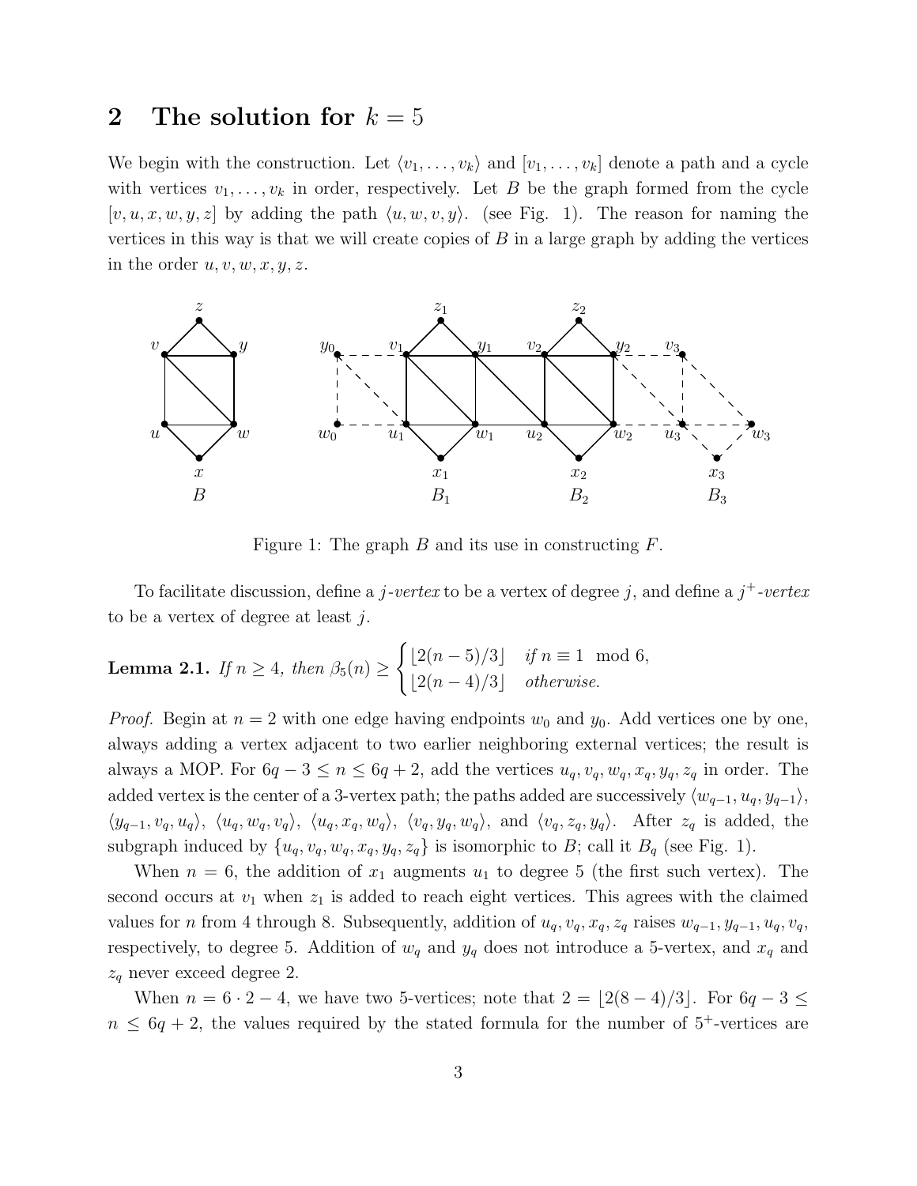## 2 The solution for $k = 5$

We begin with the construction. Let $\langle v_1, \ldots, v_k \rangle$ and $[v_1, \ldots, v_k]$ denote a path and a cycle with vertices $v_1, \ldots, v_k$ in order, respectively. Let $B$ be the graph formed from the cycle $[v, u, x, w, y, z]$ by adding the path $\langle u, w, v, y \rangle$. (see Fig. 1). The reason for naming the vertices in this way is that we will create copies of $B$ in a large graph by adding the vertices in the order $u, v, w, x, y, z$.

Figure 1: The graph $B$ and its use in constructing $F$.

To facilitate discussion, define a *$j$-vertex* to be a vertex of degree $j$, and define a *$j^+$-vertex* to be a vertex of degree at least $j$.

**Lemma 2.1.** *If $n \geq 4$, then* $\beta_5(n) \geq \begin{cases} \lfloor 2(n-5)/3 \rfloor & \text{if } n \equiv 1 \mod 6, \\ \lfloor 2(n-4)/3 \rfloor & \text{otherwise.} \end{cases}$

*Proof.* Begin at $n = 2$ with one edge having endpoints $w_0$ and $y_0$. Add vertices one by one, always adding a vertex adjacent to two earlier neighboring external vertices; the result is always a MOP. For $6q - 3 \leq n \leq 6q + 2$, add the vertices $u_q, v_q, w_q, x_q, y_q, z_q$ in order. The added vertex is the center of a 3-vertex path; the paths added are successively $\langle w_{q-1}, u_q, y_{q-1} \rangle$, $\langle y_{q-1}, v_q, u_q \rangle$, $\langle u_q, w_q, v_q \rangle$, $\langle u_q, x_q, w_q \rangle$, $\langle v_q, y_q, w_q \rangle$, and $\langle v_q, z_q, y_q \rangle$. After $z_q$ is added, the subgraph induced by $\{u_q, v_q, w_q, x_q, y_q, z_q\}$ is isomorphic to $B$; call it $B_q$ (see Fig. 1).

When $n = 6$, the addition of $x_1$ augments $u_1$ to degree 5 (the first such vertex). The second occurs at $v_1$ when $z_1$ is added to reach eight vertices. This agrees with the claimed values for $n$ from 4 through 8. Subsequently, addition of $u_q, v_q, x_q, z_q$ raises $w_{q-1}, y_{q-1}, u_q, v_q$, respectively, to degree 5. Addition of $w_q$ and $y_q$ does not introduce a 5-vertex, and $x_q$ and $z_q$ never exceed degree 2.

When $n = 6 \cdot 2 - 4$, we have two 5-vertices; note that $2 = \lfloor 2(8-4)/3 \rfloor$. For $6q - 3 \leq n \leq 6q + 2$, the values required by the stated formula for the number of $5^+$-vertices are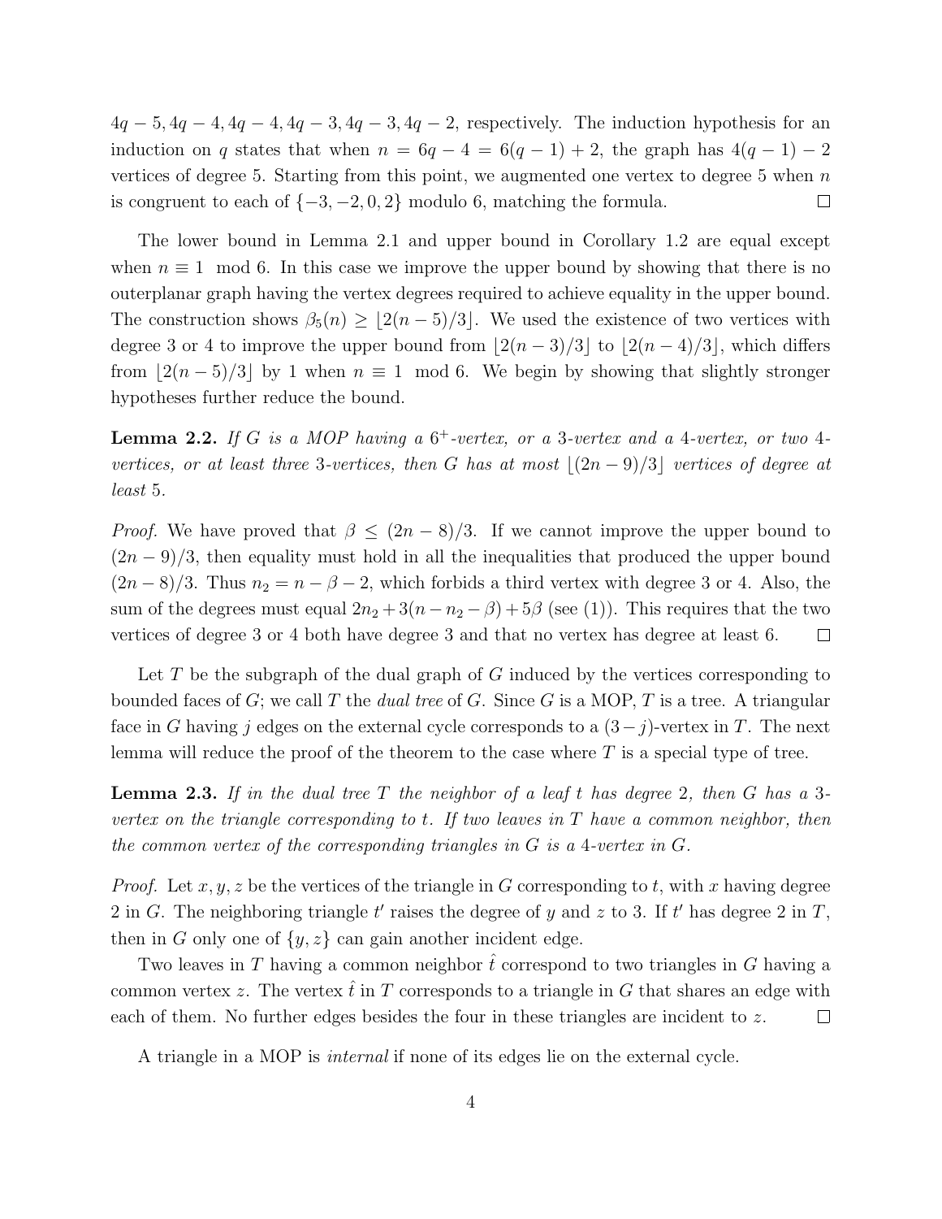$4q-5, 4q-4, 4q-4, 4q-3, 4q-3, 4q-2$, respectively. The induction hypothesis for an induction on $q$ states that when $n = 6q-4 = 6(q-1)+2$, the graph has $4(q-1)-2$ vertices of degree 5. Starting from this point, we augmented one vertex to degree 5 when $n$ is congruent to each of $\{-3, -2, 0, 2\}$ modulo 6, matching the formula. □

The lower bound in Lemma 2.1 and upper bound in Corollary 1.2 are equal except when $n \equiv 1 \mod 6$. In this case we improve the upper bound by showing that there is no outerplanar graph having the vertex degrees required to achieve equality in the upper bound. The construction shows $\beta_5(n) \geq \lfloor 2(n-5)/3 \rfloor$. We used the existence of two vertices with degree 3 or 4 to improve the upper bound from $\lfloor 2(n-3)/3 \rfloor$ to $\lfloor 2(n-4)/3 \rfloor$, which differs from $\lfloor 2(n-5)/3 \rfloor$ by 1 when $n \equiv 1 \mod 6$. We begin by showing that slightly stronger hypotheses further reduce the bound.

**Lemma 2.2.** *If $G$ is a MOP having a $6^+$-vertex, or a 3-vertex and a 4-vertex, or two 4-vertices, or at least three 3-vertices, then $G$ has at most $\lfloor (2n-9)/3 \rfloor$ vertices of degree at least 5.*

*Proof.* We have proved that $\beta \leq (2n-8)/3$. If we cannot improve the upper bound to $(2n-9)/3$, then equality must hold in all the inequalities that produced the upper bound $(2n-8)/3$. Thus $n_2 = n - \beta - 2$, which forbids a third vertex with degree 3 or 4. Also, the sum of the degrees must equal $2n_2 + 3(n - n_2 - \beta) + 5\beta$ (see (1)). This requires that the two vertices of degree 3 or 4 both have degree 3 and that no vertex has degree at least 6. □

Let $T$ be the subgraph of the dual graph of $G$ induced by the vertices corresponding to bounded faces of $G$; we call $T$ the *dual tree* of $G$. Since $G$ is a MOP, $T$ is a tree. A triangular face in $G$ having $j$ edges on the external cycle corresponds to a $(3-j)$-vertex in $T$. The next lemma will reduce the proof of the theorem to the case where $T$ is a special type of tree.

**Lemma 2.3.** *If in the dual tree $T$ the neighbor of a leaf $t$ has degree 2, then $G$ has a 3-vertex on the triangle corresponding to $t$. If two leaves in $T$ have a common neighbor, then the common vertex of the corresponding triangles in $G$ is a 4-vertex in $G$.*

*Proof.* Let $x, y, z$ be the vertices of the triangle in $G$ corresponding to $t$, with $x$ having degree 2 in $G$. The neighboring triangle $t'$ raises the degree of $y$ and $z$ to 3. If $t'$ has degree 2 in $T$, then in $G$ only one of $\{y, z\}$ can gain another incident edge.

Two leaves in $T$ having a common neighbor $\hat{t}$ correspond to two triangles in $G$ having a common vertex $z$. The vertex $\hat{t}$ in $T$ corresponds to a triangle in $G$ that shares an edge with each of them. No further edges besides the four in these triangles are incident to $z$. □

A triangle in a MOP is *internal* if none of its edges lie on the external cycle.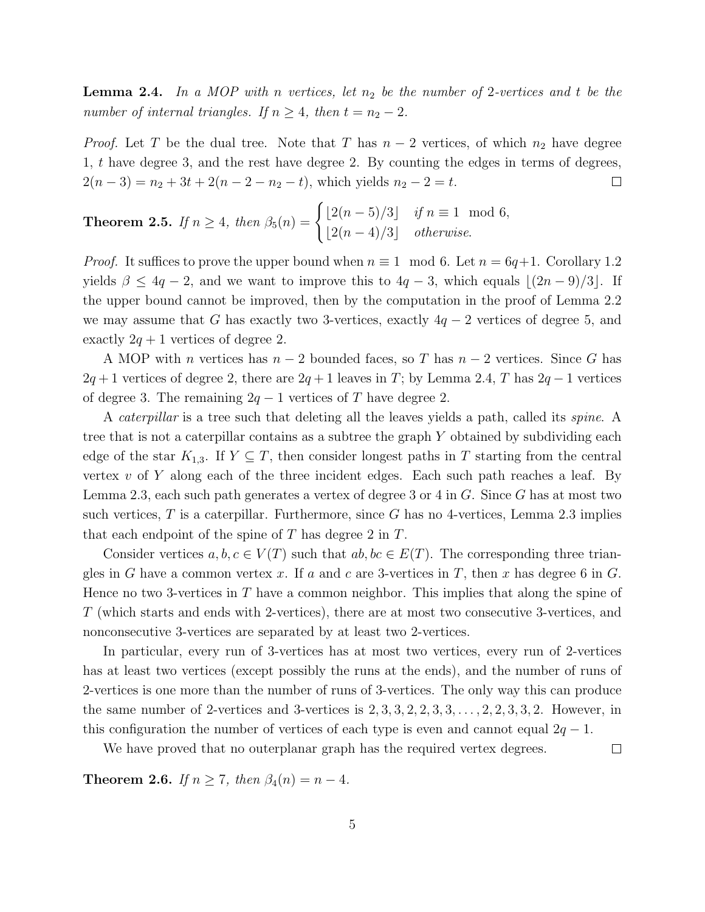**Lemma 2.4.** *In a MOP with $n$ vertices, let $n_2$ be the number of 2-vertices and $t$ be the number of internal triangles. If $n \geq 4$, then $t = n_2 - 2$.*

*Proof.* Let $T$ be the dual tree. Note that $T$ has $n-2$ vertices, of which $n_2$ have degree 1, $t$ have degree 3, and the rest have degree 2. By counting the edges in terms of degrees, $2(n-3) = n_2 + 3t + 2(n-2-n_2-t)$, which yields $n_2 - 2 = t$. □

**Theorem 2.5.** *If $n \geq 4$, then* $\beta_5(n) = \begin{cases} \lfloor 2(n-5)/3 \rfloor & \text{if } n \equiv 1 \mod 6, \\ \lfloor 2(n-4)/3 \rfloor & \text{otherwise.} \end{cases}$

*Proof.* It suffices to prove the upper bound when $n \equiv 1 \mod 6$. Let $n = 6q+1$. Corollary 1.2 yields $\beta \leq 4q-2$, and we want to improve this to $4q-3$, which equals $\lfloor (2n-9)/3 \rfloor$. If the upper bound cannot be improved, then by the computation in the proof of Lemma 2.2 we may assume that $G$ has exactly two 3-vertices, exactly $4q-2$ vertices of degree 5, and exactly $2q+1$ vertices of degree 2.

A MOP with $n$ vertices has $n-2$ bounded faces, so $T$ has $n-2$ vertices. Since $G$ has $2q+1$ vertices of degree 2, there are $2q+1$ leaves in $T$; by Lemma 2.4, $T$ has $2q-1$ vertices of degree 3. The remaining $2q-1$ vertices of $T$ have degree 2.

A *caterpillar* is a tree such that deleting all the leaves yields a path, called its *spine*. A tree that is not a caterpillar contains as a subtree the graph $Y$ obtained by subdividing each edge of the star $K_{1,3}$. If $Y \subseteq T$, then consider longest paths in $T$ starting from the central vertex $v$ of $Y$ along each of the three incident edges. Each such path reaches a leaf. By Lemma 2.3, each such path generates a vertex of degree 3 or 4 in $G$. Since $G$ has at most two such vertices, $T$ is a caterpillar. Furthermore, since $G$ has no 4-vertices, Lemma 2.3 implies that each endpoint of the spine of $T$ has degree 2 in $T$.

Consider vertices $a, b, c \in V(T)$ such that $ab, bc \in E(T)$. The corresponding three triangles in $G$ have a common vertex $x$. If $a$ and $c$ are 3-vertices in $T$, then $x$ has degree 6 in $G$. Hence no two 3-vertices in $T$ have a common neighbor. This implies that along the spine of $T$ (which starts and ends with 2-vertices), there are at most two consecutive 3-vertices, and nonconsecutive 3-vertices are separated by at least two 2-vertices.

In particular, every run of 3-vertices has at most two vertices, every run of 2-vertices has at least two vertices (except possibly the runs at the ends), and the number of runs of 2-vertices is one more than the number of runs of 3-vertices. The only way this can produce the same number of 2-vertices and 3-vertices is $2, 3, 3, 2, 2, 3, 3, \ldots, 2, 2, 3, 3, 2$. However, in this configuration the number of vertices of each type is even and cannot equal $2q-1$.

We have proved that no outerplanar graph has the required vertex degrees. □

**Theorem 2.6.** *If $n \geq 7$, then $\beta_4(n) = n - 4$.*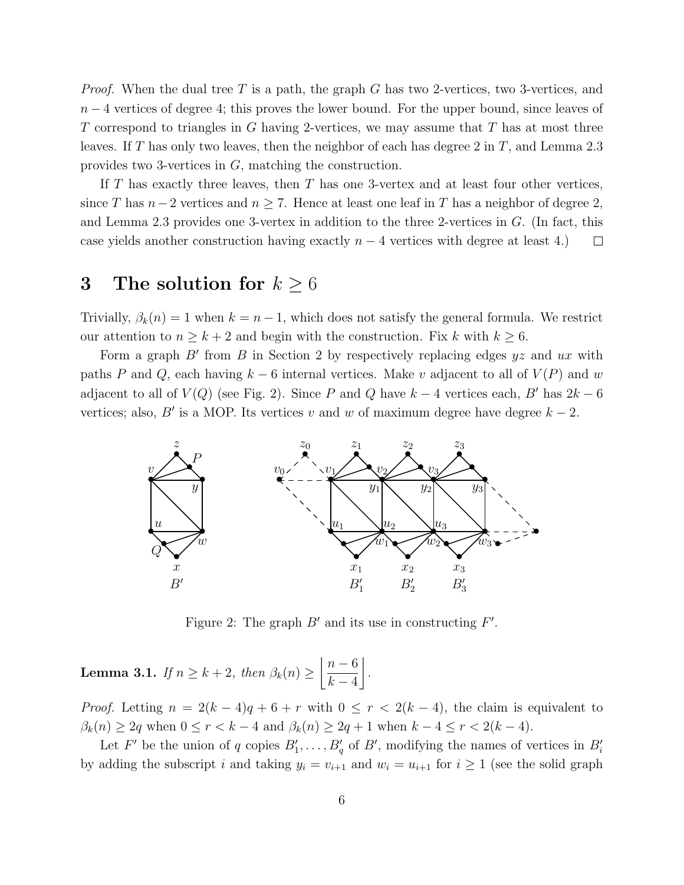*Proof.* When the dual tree $T$ is a path, the graph $G$ has two 2-vertices, two 3-vertices, and $n-4$ vertices of degree 4; this proves the lower bound. For the upper bound, since leaves of $T$ correspond to triangles in $G$ having 2-vertices, we may assume that $T$ has at most three leaves. If $T$ has only two leaves, then the neighbor of each has degree 2 in $T$, and Lemma 2.3 provides two 3-vertices in $G$, matching the construction.

If $T$ has exactly three leaves, then $T$ has one 3-vertex and at least four other vertices, since $T$ has $n-2$ vertices and $n \geq 7$. Hence at least one leaf in $T$ has a neighbor of degree 2, and Lemma 2.3 provides one 3-vertex in addition to the three 2-vertices in $G$. (In fact, this case yields another construction having exactly $n-4$ vertices with degree at least 4.) □

# 3 The solution for $k \geq 6$

Trivially, $\beta_k(n) = 1$ when $k = n-1$, which does not satisfy the general formula. We restrict our attention to $n \geq k+2$ and begin with the construction. Fix $k$ with $k \geq 6$.

Form a graph $B'$ from $B$ in Section 2 by respectively replacing edges $yz$ and $ux$ with paths $P$ and $Q$, each having $k-6$ internal vertices. Make $v$ adjacent to all of $V(P)$ and $w$ adjacent to all of $V(Q)$ (see Fig. 2). Since $P$ and $Q$ have $k-4$ vertices each, $B'$ has $2k-6$ vertices; also, $B'$ is a MOP. Its vertices $v$ and $w$ of maximum degree have degree $k-2$.

Figure 2: The graph $B'$ and its use in constructing $F'$.

**Lemma 3.1.** *If $n \geq k+2$, then $\beta_k(n) \geq \left\lfloor \dfrac{n-6}{k-4} \right\rfloor$.*

*Proof.* Letting $n = 2(k-4)q + 6 + r$ with $0 \leq r < 2(k-4)$, the claim is equivalent to $\beta_k(n) \geq 2q$ when $0 \leq r < k-4$ and $\beta_k(n) \geq 2q+1$ when $k-4 \leq r < 2(k-4)$.

Let $F'$ be the union of $q$ copies $B'_1, \ldots, B'_q$ of $B'$, modifying the names of vertices in $B'_i$ by adding the subscript $i$ and taking $y_i = v_{i+1}$ and $w_i = u_{i+1}$ for $i \geq 1$ (see the solid graph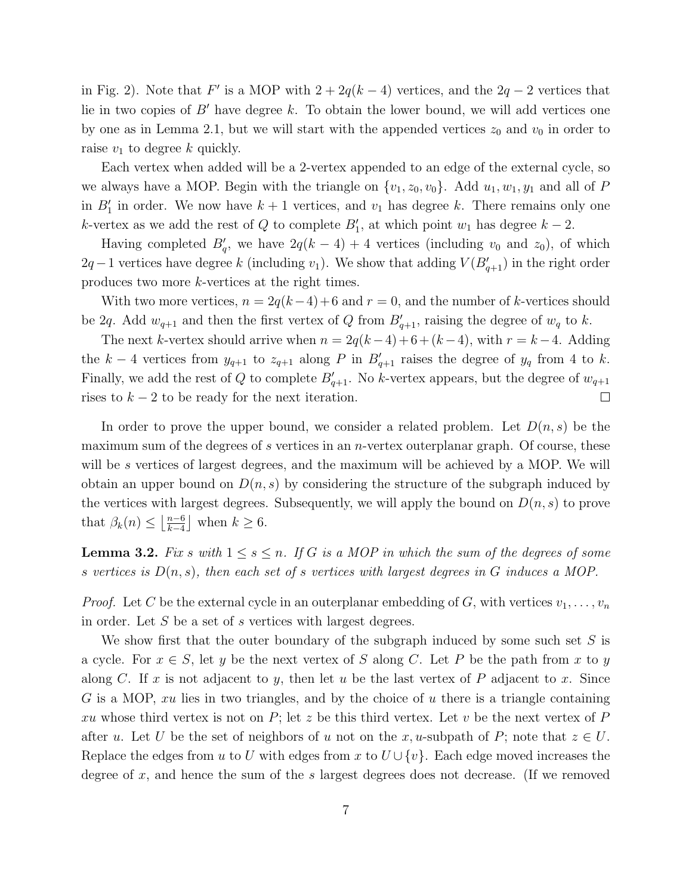in Fig. 2). Note that $F'$ is a MOP with $2 + 2q(k-4)$ vertices, and the $2q-2$ vertices that lie in two copies of $B'$ have degree $k$. To obtain the lower bound, we will add vertices one by one as in Lemma 2.1, but we will start with the appended vertices $z_0$ and $v_0$ in order to raise $v_1$ to degree $k$ quickly.

Each vertex when added will be a 2-vertex appended to an edge of the external cycle, so we always have a MOP. Begin with the triangle on $\{v_1, z_0, v_0\}$. Add $u_1, w_1, y_1$ and all of $P$ in $B'_1$ in order. We now have $k+1$ vertices, and $v_1$ has degree $k$. There remains only one $k$-vertex as we add the rest of $Q$ to complete $B'_1$, at which point $w_1$ has degree $k-2$.

Having completed $B'_q$, we have $2q(k-4)+4$ vertices (including $v_0$ and $z_0$), of which $2q-1$ vertices have degree $k$ (including $v_1$). We show that adding $V(B'_{q+1})$ in the right order produces two more $k$-vertices at the right times.

With two more vertices, $n = 2q(k-4)+6$ and $r = 0$, and the number of $k$-vertices should be $2q$. Add $w_{q+1}$ and then the first vertex of $Q$ from $B'_{q+1}$, raising the degree of $w_q$ to $k$.

The next $k$-vertex should arrive when $n = 2q(k-4)+6+(k-4)$, with $r = k-4$. Adding the $k-4$ vertices from $y_{q+1}$ to $z_{q+1}$ along $P$ in $B'_{q+1}$ raises the degree of $y_q$ from 4 to $k$. Finally, we add the rest of $Q$ to complete $B'_{q+1}$. No $k$-vertex appears, but the degree of $w_{q+1}$ rises to $k-2$ to be ready for the next iteration. □

In order to prove the upper bound, we consider a related problem. Let $D(n, s)$ be the maximum sum of the degrees of $s$ vertices in an $n$-vertex outerplanar graph. Of course, these will be $s$ vertices of largest degrees, and the maximum will be achieved by a MOP. We will obtain an upper bound on $D(n, s)$ by considering the structure of the subgraph induced by the vertices with largest degrees. Subsequently, we will apply the bound on $D(n, s)$ to prove that $\beta_k(n) \le \left\lfloor \frac{n-6}{k-4} \right\rfloor$ when $k \ge 6$.

**Lemma 3.2.** *Fix $s$ with $1 \le s \le n$. If $G$ is a MOP in which the sum of the degrees of some $s$ vertices is $D(n, s)$, then each set of $s$ vertices with largest degrees in $G$ induces a MOP.*

*Proof.* Let $C$ be the external cycle in an outerplanar embedding of $G$, with vertices $v_1, \ldots, v_n$ in order. Let $S$ be a set of $s$ vertices with largest degrees.

We show first that the outer boundary of the subgraph induced by some such set $S$ is a cycle. For $x \in S$, let $y$ be the next vertex of $S$ along $C$. Let $P$ be the path from $x$ to $y$ along $C$. If $x$ is not adjacent to $y$, then let $u$ be the last vertex of $P$ adjacent to $x$. Since $G$ is a MOP, $xu$ lies in two triangles, and by the choice of $u$ there is a triangle containing $xu$ whose third vertex is not on $P$; let $z$ be this third vertex. Let $v$ be the next vertex of $P$ after $u$. Let $U$ be the set of neighbors of $u$ not on the $x,u$-subpath of $P$; note that $z \in U$. Replace the edges from $u$ to $U$ with edges from $x$ to $U \cup \{v\}$. Each edge moved increases the degree of $x$, and hence the sum of the $s$ largest degrees does not decrease. (If we removed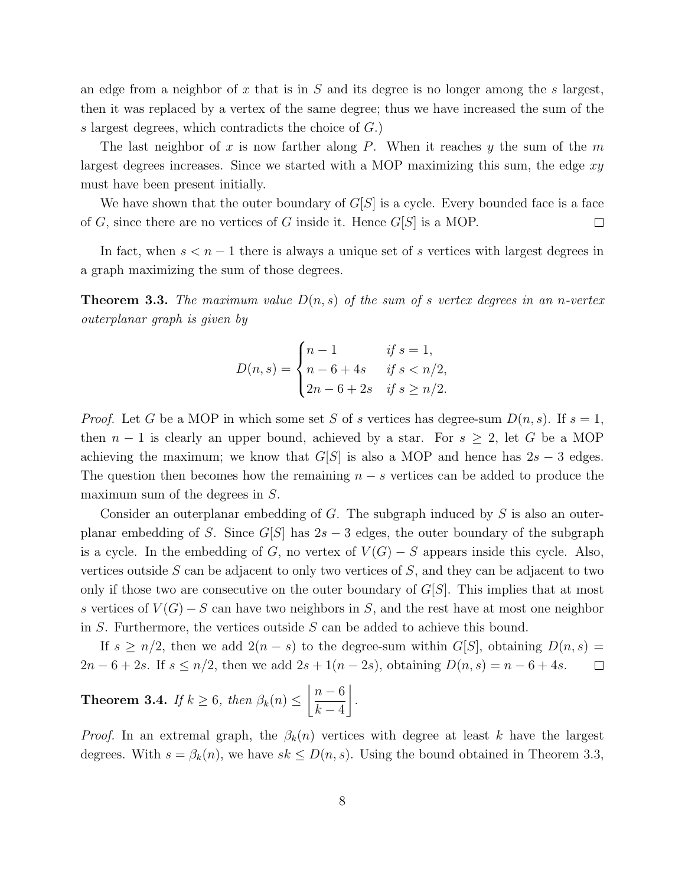an edge from a neighbor of $x$ that is in $S$ and its degree is no longer among the $s$ largest, then it was replaced by a vertex of the same degree; thus we have increased the sum of the $s$ largest degrees, which contradicts the choice of $G$.)

The last neighbor of $x$ is now farther along $P$. When it reaches $y$ the sum of the $m$ largest degrees increases. Since we started with a MOP maximizing this sum, the edge $xy$ must have been present initially.

We have shown that the outer boundary of $G[S]$ is a cycle. Every bounded face is a face of $G$, since there are no vertices of $G$ inside it. Hence $G[S]$ is a MOP. $\square$

In fact, when $s < n-1$ there is always a unique set of $s$ vertices with largest degrees in a graph maximizing the sum of those degrees.

**Theorem 3.3.** *The maximum value $D(n,s)$ of the sum of $s$ vertex degrees in an $n$-vertex outerplanar graph is given by*

$$D(n,s) = \begin{cases} n-1 & \text{if } s = 1, \\ n-6+4s & \text{if } s < n/2, \\ 2n-6+2s & \text{if } s \geq n/2. \end{cases}$$

*Proof.* Let $G$ be a MOP in which some set $S$ of $s$ vertices has degree-sum $D(n,s)$. If $s = 1$, then $n-1$ is clearly an upper bound, achieved by a star. For $s \geq 2$, let $G$ be a MOP achieving the maximum; we know that $G[S]$ is also a MOP and hence has $2s-3$ edges. The question then becomes how the remaining $n-s$ vertices can be added to produce the maximum sum of the degrees in $S$.

Consider an outerplanar embedding of $G$. The subgraph induced by $S$ is also an outerplanar embedding of $S$. Since $G[S]$ has $2s-3$ edges, the outer boundary of the subgraph is a cycle. In the embedding of $G$, no vertex of $V(G)-S$ appears inside this cycle. Also, vertices outside $S$ can be adjacent to only two vertices of $S$, and they can be adjacent to two only if those two are consecutive on the outer boundary of $G[S]$. This implies that at most $s$ vertices of $V(G)-S$ can have two neighbors in $S$, and the rest have at most one neighbor in $S$. Furthermore, the vertices outside $S$ can be added to achieve this bound.

If $s \geq n/2$, then we add $2(n-s)$ to the degree-sum within $G[S]$, obtaining $D(n,s) = 2n-6+2s$. If $s \leq n/2$, then we add $2s + 1(n-2s)$, obtaining $D(n,s) = n-6+4s$. $\square$

**Theorem 3.4.** *If $k \geq 6$, then $\beta_k(n) \leq \left\lfloor \dfrac{n-6}{k-4} \right\rfloor$.*

*Proof.* In an extremal graph, the $\beta_k(n)$ vertices with degree at least $k$ have the largest degrees. With $s = \beta_k(n)$, we have $sk \leq D(n,s)$. Using the bound obtained in Theorem 3.3,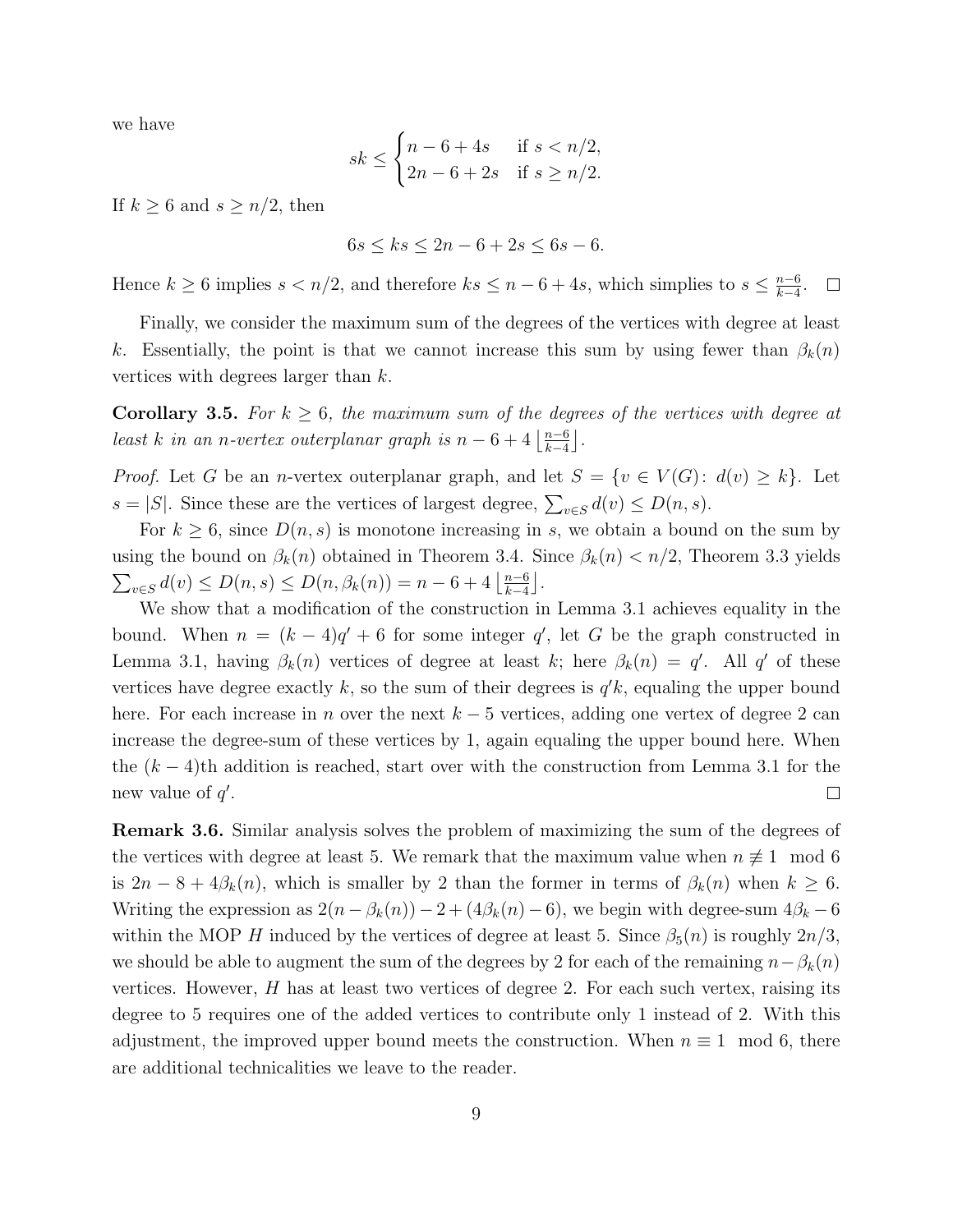we have

$$sk \leq \begin{cases} n-6+4s & \text{if } s < n/2, \\ 2n-6+2s & \text{if } s \geq n/2. \end{cases}$$

If $k \geq 6$ and $s \geq n/2$, then

$$6s \leq ks \leq 2n - 6 + 2s \leq 6s - 6.$$

Hence $k \geq 6$ implies $s < n/2$, and therefore $ks \leq n - 6 + 4s$, which simplies to $s \leq \frac{n-6}{k-4}$. $\square$

Finally, we consider the maximum sum of the degrees of the vertices with degree at least $k$. Essentially, the point is that we cannot increase this sum by using fewer than $\beta_k(n)$ vertices with degrees larger than $k$.

**Corollary 3.5.** *For $k \geq 6$, the maximum sum of the degrees of the vertices with degree at least $k$ in an $n$-vertex outerplanar graph is $n - 6 + 4\left\lfloor \frac{n-6}{k-4} \right\rfloor$.*

*Proof.* Let $G$ be an $n$-vertex outerplanar graph, and let $S = \{v \in V(G) \colon d(v) \geq k\}$. Let $s = |S|$. Since these are the vertices of largest degree, $\sum_{v \in S} d(v) \leq D(n, s)$.

For $k \geq 6$, since $D(n, s)$ is monotone increasing in $s$, we obtain a bound on the sum by using the bound on $\beta_k(n)$ obtained in Theorem 3.4. Since $\beta_k(n) < n/2$, Theorem 3.3 yields $\sum_{v \in S} d(v) \leq D(n, s) \leq D(n, \beta_k(n)) = n - 6 + 4\left\lfloor \frac{n-6}{k-4} \right\rfloor$.

We show that a modification of the construction in Lemma 3.1 achieves equality in the bound. When $n = (k-4)q' + 6$ for some integer $q'$, let $G$ be the graph constructed in Lemma 3.1, having $\beta_k(n)$ vertices of degree at least $k$; here $\beta_k(n) = q'$. All $q'$ of these vertices have degree exactly $k$, so the sum of their degrees is $q'k$, equaling the upper bound here. For each increase in $n$ over the next $k - 5$ vertices, adding one vertex of degree 2 can increase the degree-sum of these vertices by 1, again equaling the upper bound here. When the $(k-4)$th addition is reached, start over with the construction from Lemma 3.1 for the new value of $q'$. $\square$

**Remark 3.6.** Similar analysis solves the problem of maximizing the sum of the degrees of the vertices with degree at least 5. We remark that the maximum value when $n \not\equiv 1 \mod 6$ is $2n - 8 + 4\beta_k(n)$, which is smaller by 2 than the former in terms of $\beta_k(n)$ when $k \geq 6$. Writing the expression as $2(n - \beta_k(n)) - 2 + (4\beta_k(n) - 6)$, we begin with degree-sum $4\beta_k - 6$ within the MOP $H$ induced by the vertices of degree at least 5. Since $\beta_5(n)$ is roughly $2n/3$, we should be able to augment the sum of the degrees by 2 for each of the remaining $n - \beta_k(n)$ vertices. However, $H$ has at least two vertices of degree 2. For each such vertex, raising its degree to 5 requires one of the added vertices to contribute only 1 instead of 2. With this adjustment, the improved upper bound meets the construction. When $n \equiv 1 \mod 6$, there are additional technicalities we leave to the reader.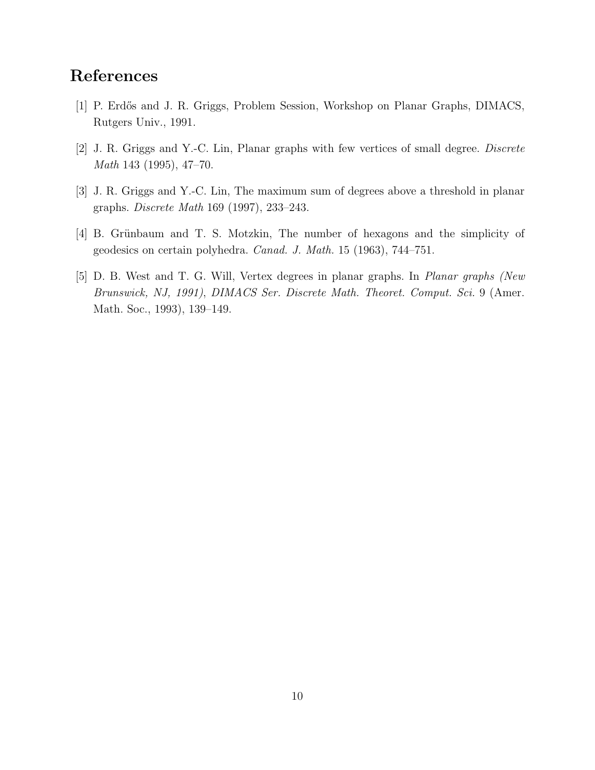## References

[1] P. Erdős and J. R. Griggs, Problem Session, Workshop on Planar Graphs, DIMACS, Rutgers Univ., 1991.

[2] J. R. Griggs and Y.-C. Lin, Planar graphs with few vertices of small degree. *Discrete Math* 143 (1995), 47–70.

[3] J. R. Griggs and Y.-C. Lin, The maximum sum of degrees above a threshold in planar graphs. *Discrete Math* 169 (1997), 233–243.

[4] B. Grünbaum and T. S. Motzkin, The number of hexagons and the simplicity of geodesics on certain polyhedra. *Canad. J. Math.* 15 (1963), 744–751.

[5] D. B. West and T. G. Will, Vertex degrees in planar graphs. In *Planar graphs (New Brunswick, NJ, 1991)*, *DIMACS Ser. Discrete Math. Theoret. Comput. Sci.* 9 (Amer. Math. Soc., 1993), 139–149.